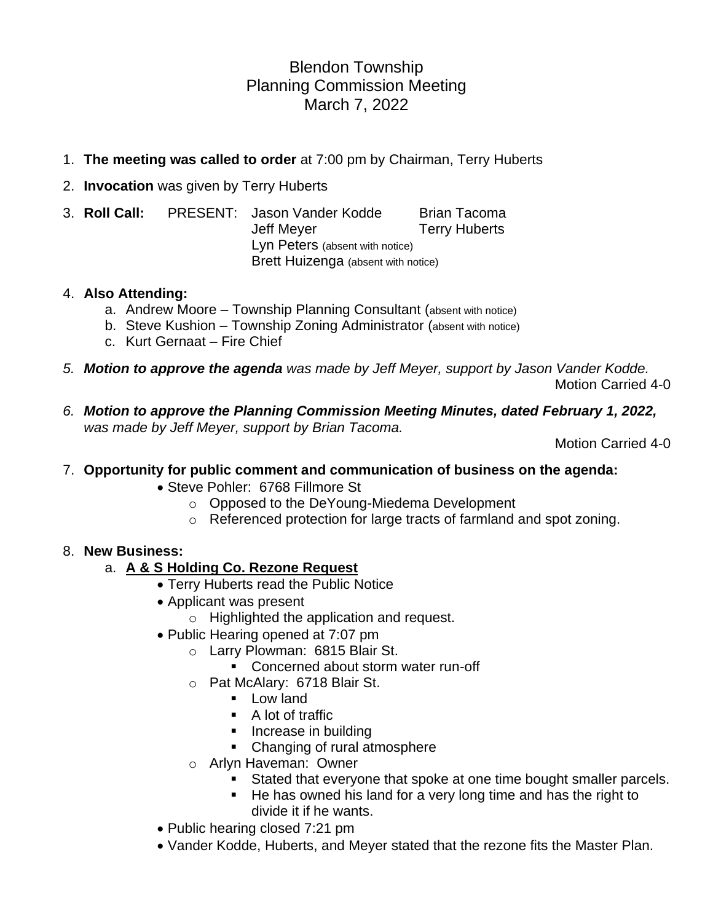# Blendon Township
## Planning Commission Meeting
## March 7, 2022

1. **The meeting was called to order** at 7:00 pm by Chairman, Terry Huberts
2. **Invocation** was given by Terry Huberts
3. **Roll Call:** PRESENT: Jason Vander Kodde, Brian Tacoma, Jeff Meyer, Terry Huberts, Lyn Peters (absent with notice), Brett Huizenga (absent with notice)
4. **Also Attending:**
   a. Andrew Moore – Township Planning Consultant (absent with notice)
   b. Steve Kushion – Township Zoning Administrator (absent with notice)
   c. Kurt Gernaat – Fire Chief
5. ***Motion to approve the agenda** was made by Jeff Meyer, support by Jason Vander Kodde.*

   Motion Carried 4-0

6. ***Motion to approve the Planning Commission Meeting Minutes, dated February 1, 2022,** was made by Jeff Meyer, support by Brian Tacoma.*

   Motion Carried 4-0

7. **Opportunity for public comment and communication of business on the agenda:**
   - Steve Pohler: 6768 Fillmore St
     - Opposed to the DeYoung-Miedema Development
     - Referenced protection for large tracts of farmland and spot zoning.
8. **New Business:**
   a. **<u>A & S Holding Co. Rezone Request</u>**
   - Terry Huberts read the Public Notice
   - Applicant was present
     - Highlighted the application and request.
   - Public Hearing opened at 7:07 pm
     - Larry Plowman: 6815 Blair St.
       - Concerned about storm water run-off
     - Pat McAlary: 6718 Blair St.
       - Low land
       - A lot of traffic
       - Increase in building
       - Changing of rural atmosphere
     - Arlyn Haveman: Owner
       - Stated that everyone that spoke at one time bought smaller parcels.
       - He has owned his land for a very long time and has the right to divide it if he wants.
   - Public hearing closed 7:21 pm
   - Vander Kodde, Huberts, and Meyer stated that the rezone fits the Master Plan.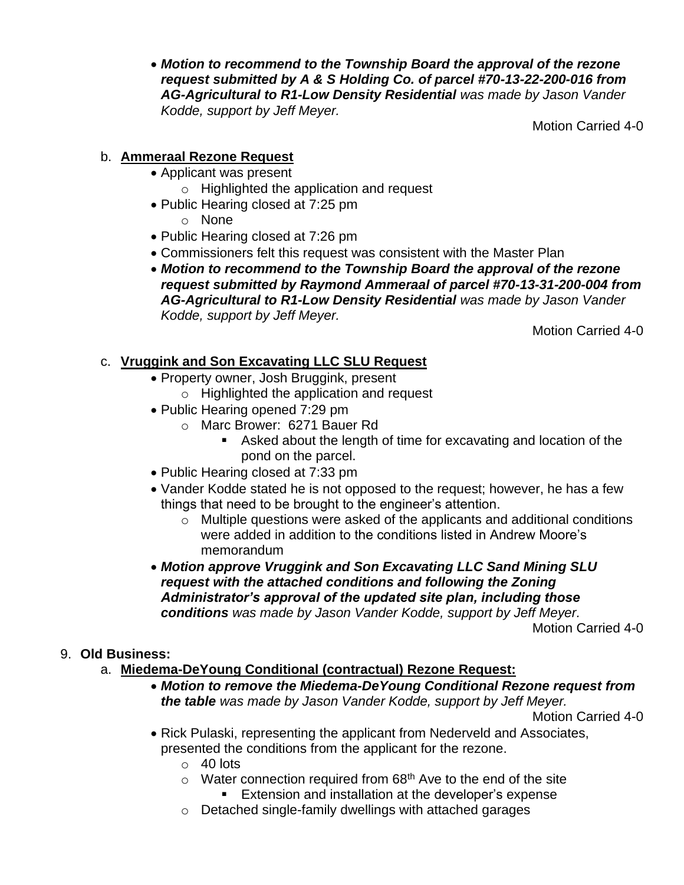- ***Motion to recommend to the Township Board the approval of the rezone request submitted by A & S Holding Co. of parcel #70-13-22-200-016 from AG-Agricultural to R1-Low Density Residential** was made by Jason Vander Kodde, support by Jeff Meyer.*

  Motion Carried 4-0

b. **<u>Ammeraal Rezone Request</u>**
   - Applicant was present
     - Highlighted the application and request
   - Public Hearing closed at 7:25 pm
     - None
   - Public Hearing closed at 7:26 pm
   - Commissioners felt this request was consistent with the Master Plan
   - ***Motion to recommend to the Township Board the approval of the rezone request submitted by Raymond Ammeraal of parcel #70-13-31-200-004 from AG-Agricultural to R1-Low Density Residential** was made by Jason Vander Kodde, support by Jeff Meyer.*

     Motion Carried 4-0

c. **<u>Vruggink and Son Excavating LLC SLU Request</u>**
   - Property owner, Josh Bruggink, present
     - Highlighted the application and request
   - Public Hearing opened 7:29 pm
     - Marc Brower: 6271 Bauer Rd
       - Asked about the length of time for excavating and location of the pond on the parcel.
   - Public Hearing closed at 7:33 pm
   - Vander Kodde stated he is not opposed to the request; however, he has a few things that need to be brought to the engineer's attention.
     - Multiple questions were asked of the applicants and additional conditions were added in addition to the conditions listed in Andrew Moore's memorandum
   - ***Motion approve Vruggink and Son Excavating LLC Sand Mining SLU request with the attached conditions and following the Zoning Administrator's approval of the updated site plan, including those conditions** was made by Jason Vander Kodde, support by Jeff Meyer.*

     Motion Carried 4-0

9. **Old Business:**
   a. **<u>Miedema-DeYoung Conditional (contractual) Rezone Request:</u>**
   - ***Motion to remove the Miedema-DeYoung Conditional Rezone request from the table** was made by Jason Vander Kodde, support by Jeff Meyer.*

     Motion Carried 4-0
   - Rick Pulaski, representing the applicant from Nederveld and Associates, presented the conditions from the applicant for the rezone.
     - 40 lots
     - Water connection required from 68th Ave to the end of the site
       - Extension and installation at the developer's expense
     - Detached single-family dwellings with attached garages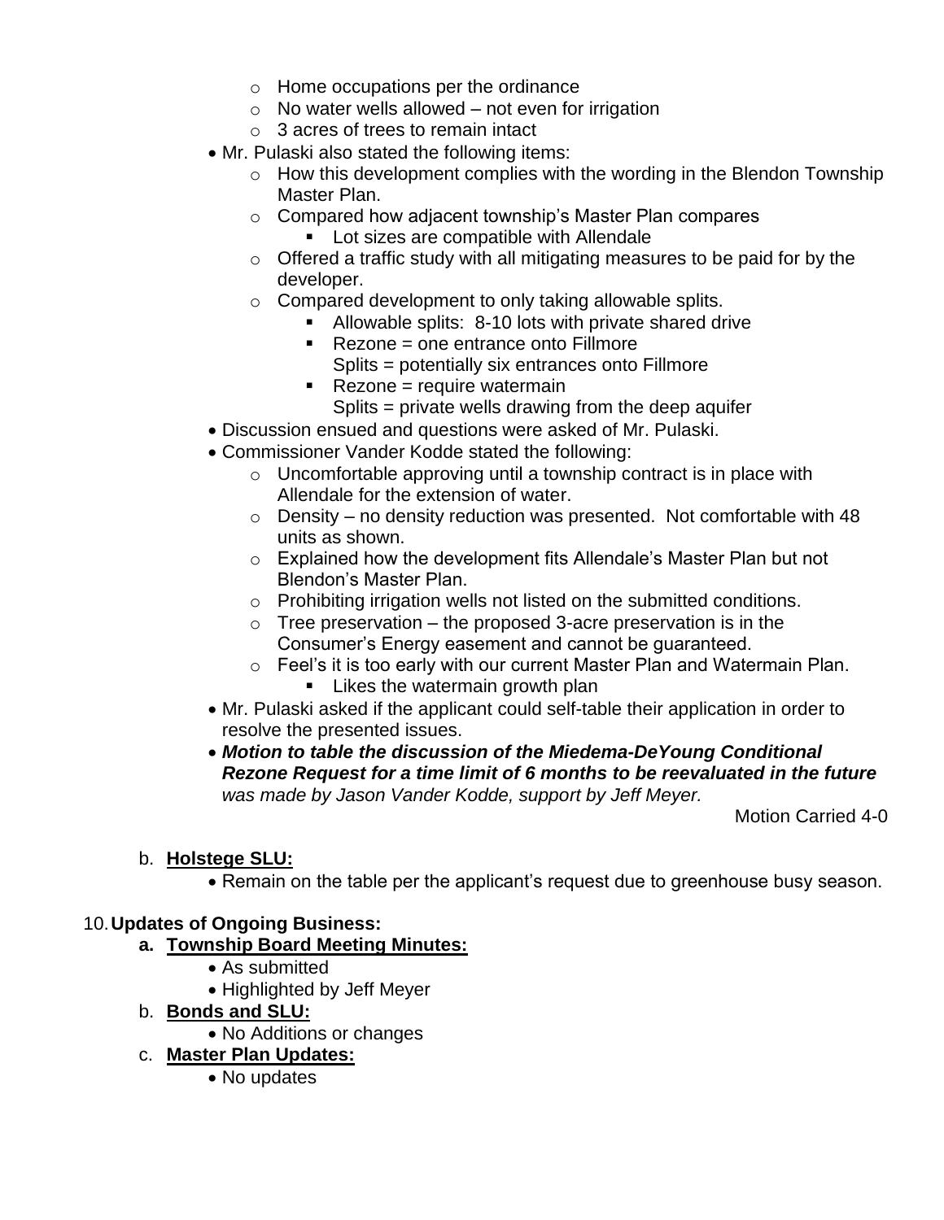- Home occupations per the ordinance
    - No water wells allowed – not even for irrigation
    - 3 acres of trees to remain intact
- Mr. Pulaski also stated the following items:
    - How this development complies with the wording in the Blendon Township Master Plan.
    - Compared how adjacent township's Master Plan compares
        - Lot sizes are compatible with Allendale
    - Offered a traffic study with all mitigating measures to be paid for by the developer.
    - Compared development to only taking allowable splits.
        - Allowable splits: 8-10 lots with private shared drive
        - Rezone = one entrance onto Fillmore
          Splits = potentially six entrances onto Fillmore
        - Rezone = require watermain
          Splits = private wells drawing from the deep aquifer
- Discussion ensued and questions were asked of Mr. Pulaski.
- Commissioner Vander Kodde stated the following:
    - Uncomfortable approving until a township contract is in place with Allendale for the extension of water.
    - Density – no density reduction was presented. Not comfortable with 48 units as shown.
    - Explained how the development fits Allendale's Master Plan but not Blendon's Master Plan.
    - Prohibiting irrigation wells not listed on the submitted conditions.
    - Tree preservation – the proposed 3-acre preservation is in the Consumer's Energy easement and cannot be guaranteed.
    - Feel's it is too early with our current Master Plan and Watermain Plan.
        - Likes the watermain growth plan
- Mr. Pulaski asked if the applicant could self-table their application in order to resolve the presented issues.
- ***Motion to table the discussion of the Miedema-DeYoung Conditional Rezone Request for a time limit of 6 months to be reevaluated in the future*** *was made by Jason Vander Kodde, support by Jeff Meyer.*

Motion Carried 4-0

b. **Holstege SLU:**

- Remain on the table per the applicant's request due to greenhouse busy season.

10. **Updates of Ongoing Business:**

**a. Township Board Meeting Minutes:**

- As submitted
- Highlighted by Jeff Meyer

b. **Bonds and SLU:**

- No Additions or changes

c. **Master Plan Updates:**

- No updates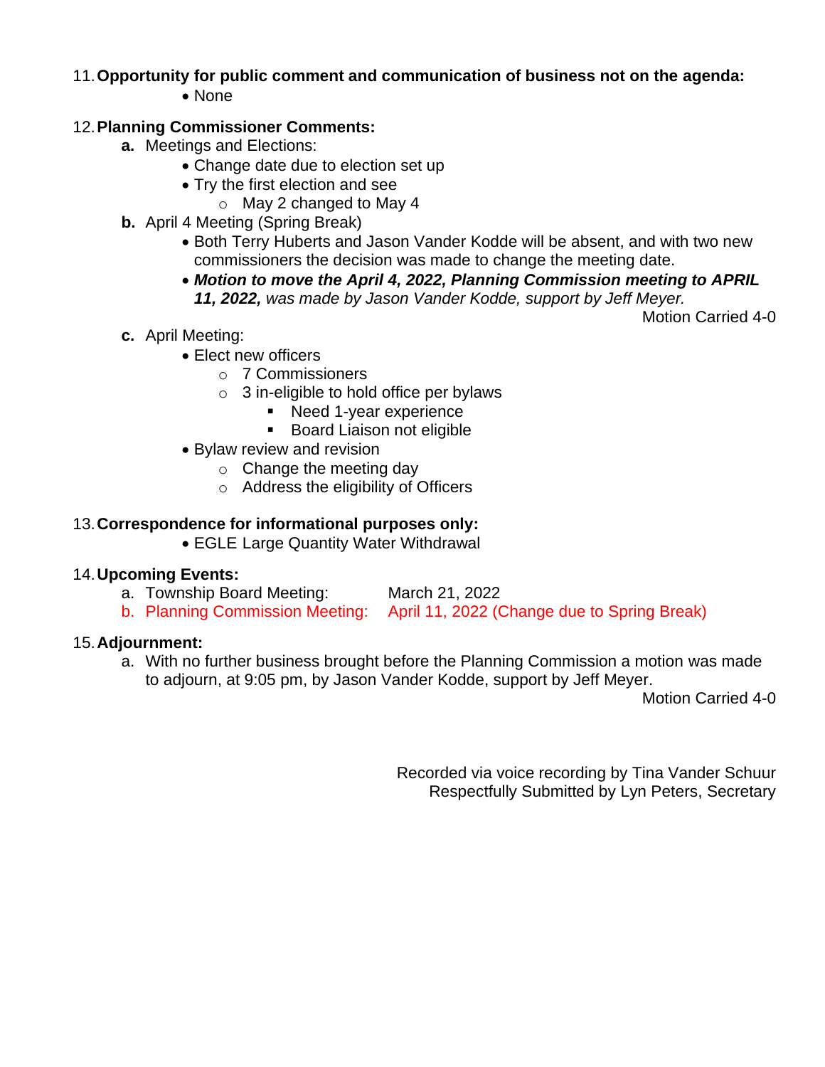11. **Opportunity for public comment and communication of business not on the agenda:**
    - None

12. **Planning Commissioner Comments:**

    **a.** Meetings and Elections:
    - Change date due to election set up
    - Try the first election and see
        - May 2 changed to May 4

    **b.** April 4 Meeting (Spring Break)
    - Both Terry Huberts and Jason Vander Kodde will be absent, and with two new commissioners the decision was made to change the meeting date.
    - ***Motion to move the April 4, 2022, Planning Commission meeting to APRIL 11, 2022,*** *was made by Jason Vander Kodde, support by Jeff Meyer.*

    Motion Carried 4-0

    **c.** April Meeting:
    - Elect new officers
        - 7 Commissioners
        - 3 in-eligible to hold office per bylaws
            - Need 1-year experience
            - Board Liaison not eligible
    - Bylaw review and revision
        - Change the meeting day
        - Address the eligibility of Officers

13. **Correspondence for informational purposes only:**
    - EGLE Large Quantity Water Withdrawal

14. **Upcoming Events:**

    a. Township Board Meeting: March 21, 2022

    b. Planning Commission Meeting: April 11, 2022 (Change due to Spring Break)

15. **Adjournment:**

    a. With no further business brought before the Planning Commission a motion was made to adjourn, at 9:05 pm, by Jason Vander Kodde, support by Jeff Meyer.

    Motion Carried 4-0

Recorded via voice recording by Tina Vander Schuur
Respectfully Submitted by Lyn Peters, Secretary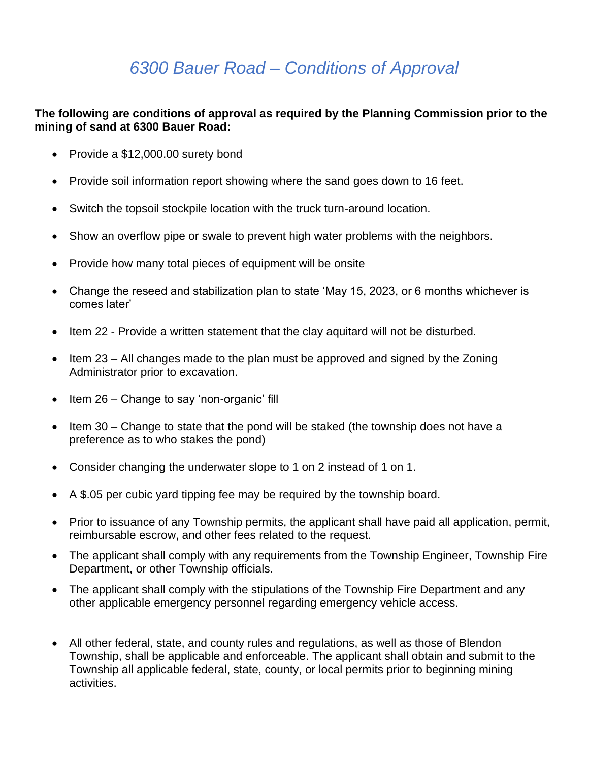# *6300 Bauer Road – Conditions of Approval*

**The following are conditions of approval as required by the Planning Commission prior to the mining of sand at 6300 Bauer Road:**

- Provide a $12,000.00 surety bond
- Provide soil information report showing where the sand goes down to 16 feet.
- Switch the topsoil stockpile location with the truck turn-around location.
- Show an overflow pipe or swale to prevent high water problems with the neighbors.
- Provide how many total pieces of equipment will be onsite
- Change the reseed and stabilization plan to state 'May 15, 2023, or 6 months whichever is comes later'
- Item 22 - Provide a written statement that the clay aquitard will not be disturbed.
- Item 23 – All changes made to the plan must be approved and signed by the Zoning Administrator prior to excavation.
- Item 26 – Change to say 'non-organic' fill
- Item 30 – Change to state that the pond will be staked (the township does not have a preference as to who stakes the pond)
- Consider changing the underwater slope to 1 on 2 instead of 1 on 1.
- A $.05 per cubic yard tipping fee may be required by the township board.
- Prior to issuance of any Township permits, the applicant shall have paid all application, permit, reimbursable escrow, and other fees related to the request.
- The applicant shall comply with any requirements from the Township Engineer, Township Fire Department, or other Township officials.
- The applicant shall comply with the stipulations of the Township Fire Department and any other applicable emergency personnel regarding emergency vehicle access.
- All other federal, state, and county rules and regulations, as well as those of Blendon Township, shall be applicable and enforceable. The applicant shall obtain and submit to the Township all applicable federal, state, county, or local permits prior to beginning mining activities.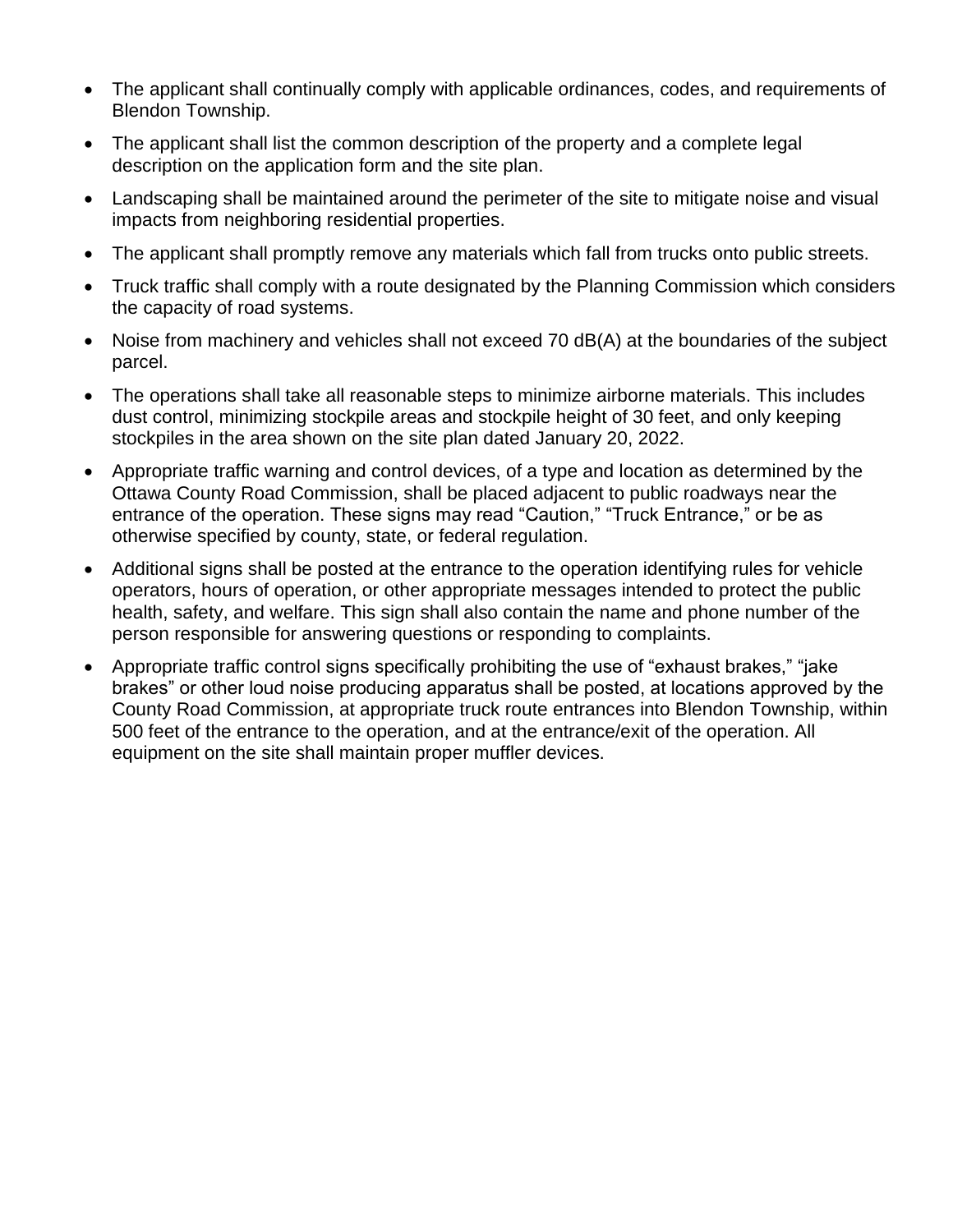- The applicant shall continually comply with applicable ordinances, codes, and requirements of Blendon Township.
- The applicant shall list the common description of the property and a complete legal description on the application form and the site plan.
- Landscaping shall be maintained around the perimeter of the site to mitigate noise and visual impacts from neighboring residential properties.
- The applicant shall promptly remove any materials which fall from trucks onto public streets.
- Truck traffic shall comply with a route designated by the Planning Commission which considers the capacity of road systems.
- Noise from machinery and vehicles shall not exceed 70 dB(A) at the boundaries of the subject parcel.
- The operations shall take all reasonable steps to minimize airborne materials. This includes dust control, minimizing stockpile areas and stockpile height of 30 feet, and only keeping stockpiles in the area shown on the site plan dated January 20, 2022.
- Appropriate traffic warning and control devices, of a type and location as determined by the Ottawa County Road Commission, shall be placed adjacent to public roadways near the entrance of the operation. These signs may read "Caution," "Truck Entrance," or be as otherwise specified by county, state, or federal regulation.
- Additional signs shall be posted at the entrance to the operation identifying rules for vehicle operators, hours of operation, or other appropriate messages intended to protect the public health, safety, and welfare. This sign shall also contain the name and phone number of the person responsible for answering questions or responding to complaints.
- Appropriate traffic control signs specifically prohibiting the use of "exhaust brakes," "jake brakes" or other loud noise producing apparatus shall be posted, at locations approved by the County Road Commission, at appropriate truck route entrances into Blendon Township, within 500 feet of the entrance to the operation, and at the entrance/exit of the operation. All equipment on the site shall maintain proper muffler devices.